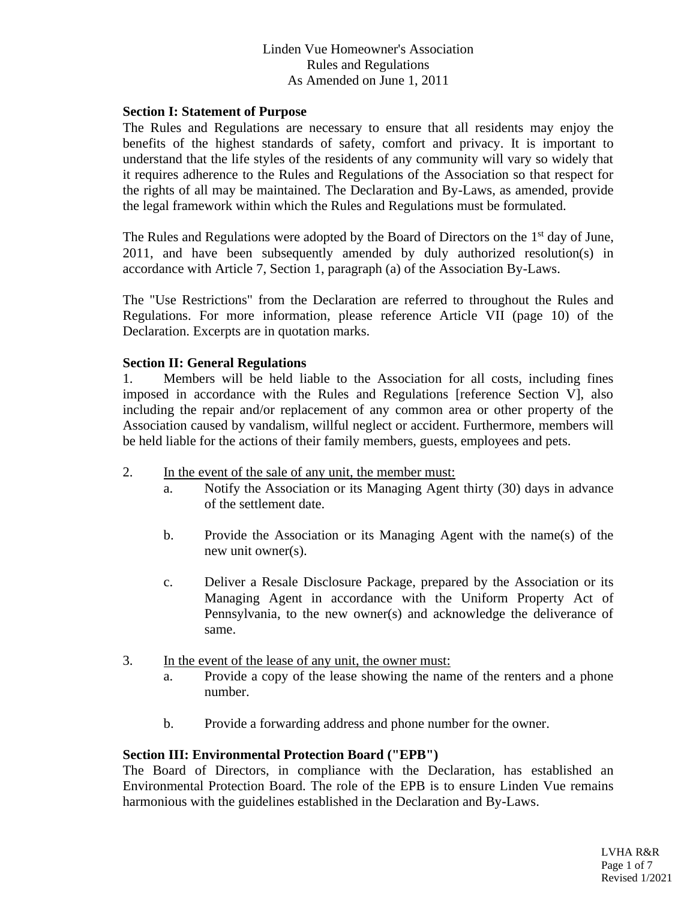# Linden Vue Homeowner's Association
## Rules and Regulations
### As Amended on June 1, 2011

**Section I: Statement of Purpose**

The Rules and Regulations are necessary to ensure that all residents may enjoy the benefits of the highest standards of safety, comfort and privacy. It is important to understand that the life styles of the residents of any community will vary so widely that it requires adherence to the Rules and Regulations of the Association so that respect for the rights of all may be maintained. The Declaration and By-Laws, as amended, provide the legal framework within which the Rules and Regulations must be formulated.

The Rules and Regulations were adopted by the Board of Directors on the 1st day of June, 2011, and have been subsequently amended by duly authorized resolution(s) in accordance with Article 7, Section 1, paragraph (a) of the Association By-Laws.

The "Use Restrictions" from the Declaration are referred to throughout the Rules and Regulations. For more information, please reference Article VII (page 10) of the Declaration. Excerpts are in quotation marks.

**Section II: General Regulations**

1. Members will be held liable to the Association for all costs, including fines imposed in accordance with the Rules and Regulations [reference Section V], also including the repair and/or replacement of any common area or other property of the Association caused by vandalism, willful neglect or accident. Furthermore, members will be held liable for the actions of their family members, guests, employees and pets.

2. <u>In the event of the sale of any unit, the member must:</u>
   a. Notify the Association or its Managing Agent thirty (30) days in advance of the settlement date.

   b. Provide the Association or its Managing Agent with the name(s) of the new unit owner(s).

   c. Deliver a Resale Disclosure Package, prepared by the Association or its Managing Agent in accordance with the Uniform Property Act of Pennsylvania, to the new owner(s) and acknowledge the deliverance of same.

3. <u>In the event of the lease of any unit, the owner must:</u>
   a. Provide a copy of the lease showing the name of the renters and a phone number.

   b. Provide a forwarding address and phone number for the owner.

**Section III: Environmental Protection Board ("EPB")**

The Board of Directors, in compliance with the Declaration, has established an Environmental Protection Board. The role of the EPB is to ensure Linden Vue remains harmonious with the guidelines established in the Declaration and By-Laws.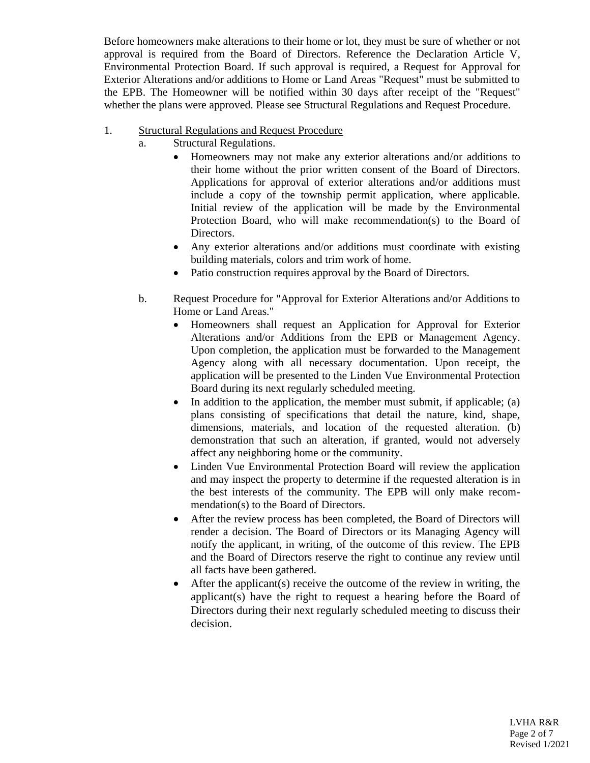Before homeowners make alterations to their home or lot, they must be sure of whether or not approval is required from the Board of Directors. Reference the Declaration Article V, Environmental Protection Board. If such approval is required, a Request for Approval for Exterior Alterations and/or additions to Home or Land Areas "Request" must be submitted to the EPB. The Homeowner will be notified within 30 days after receipt of the "Request" whether the plans were approved. Please see Structural Regulations and Request Procedure.

1. <u>Structural Regulations and Request Procedure</u>

   a. Structural Regulations.

      - Homeowners may not make any exterior alterations and/or additions to their home without the prior written consent of the Board of Directors. Applications for approval of exterior alterations and/or additions must include a copy of the township permit application, where applicable. Initial review of the application will be made by the Environmental Protection Board, who will make recommendation(s) to the Board of Directors.
      - Any exterior alterations and/or additions must coordinate with existing building materials, colors and trim work of home.
      - Patio construction requires approval by the Board of Directors.

   b. Request Procedure for "Approval for Exterior Alterations and/or Additions to Home or Land Areas."

      - Homeowners shall request an Application for Approval for Exterior Alterations and/or Additions from the EPB or Management Agency. Upon completion, the application must be forwarded to the Management Agency along with all necessary documentation. Upon receipt, the application will be presented to the Linden Vue Environmental Protection Board during its next regularly scheduled meeting.
      - In addition to the application, the member must submit, if applicable; (a) plans consisting of specifications that detail the nature, kind, shape, dimensions, materials, and location of the requested alteration. (b) demonstration that such an alteration, if granted, would not adversely affect any neighboring home or the community.
      - Linden Vue Environmental Protection Board will review the application and may inspect the property to determine if the requested alteration is in the best interests of the community. The EPB will only make recommendation(s) to the Board of Directors.
      - After the review process has been completed, the Board of Directors will render a decision. The Board of Directors or its Managing Agency will notify the applicant, in writing, of the outcome of this review. The EPB and the Board of Directors reserve the right to continue any review until all facts have been gathered.
      - After the applicant(s) receive the outcome of the review in writing, the applicant(s) have the right to request a hearing before the Board of Directors during their next regularly scheduled meeting to discuss their decision.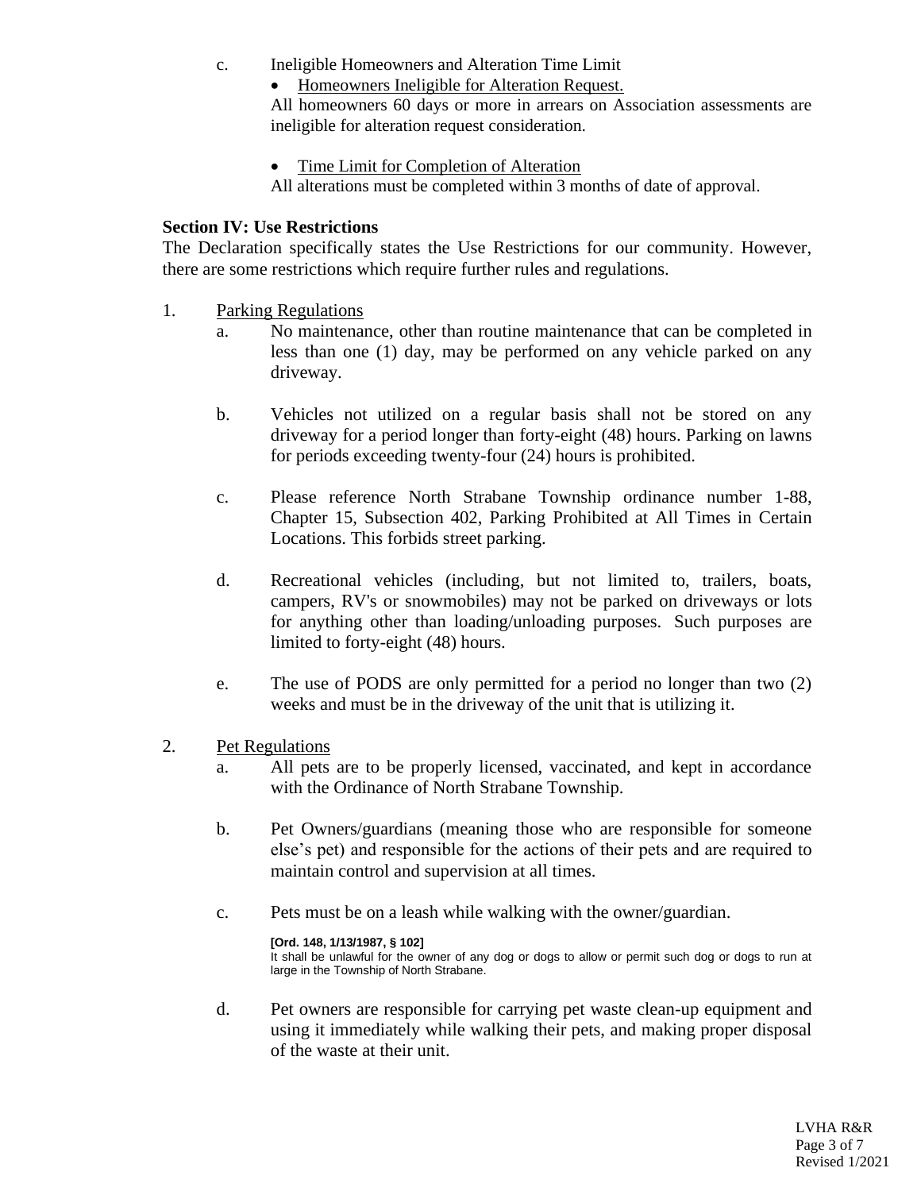c. Ineligible Homeowners and Alteration Time Limit

- Homeowners Ineligible for Alteration Request.

All homeowners 60 days or more in arrears on Association assessments are ineligible for alteration request consideration.

- Time Limit for Completion of Alteration

All alterations must be completed within 3 months of date of approval.

**Section IV: Use Restrictions**

The Declaration specifically states the Use Restrictions for our community. However, there are some restrictions which require further rules and regulations.

1. Parking Regulations

   a. No maintenance, other than routine maintenance that can be completed in less than one (1) day, may be performed on any vehicle parked on any driveway.

   b. Vehicles not utilized on a regular basis shall not be stored on any driveway for a period longer than forty-eight (48) hours. Parking on lawns for periods exceeding twenty-four (24) hours is prohibited.

   c. Please reference North Strabane Township ordinance number 1-88, Chapter 15, Subsection 402, Parking Prohibited at All Times in Certain Locations. This forbids street parking.

   d. Recreational vehicles (including, but not limited to, trailers, boats, campers, RV's or snowmobiles) may not be parked on driveways or lots for anything other than loading/unloading purposes. Such purposes are limited to forty-eight (48) hours.

   e. The use of PODS are only permitted for a period no longer than two (2) weeks and must be in the driveway of the unit that is utilizing it.

2. Pet Regulations

   a. All pets are to be properly licensed, vaccinated, and kept in accordance with the Ordinance of North Strabane Township.

   b. Pet Owners/guardians (meaning those who are responsible for someone else's pet) and responsible for the actions of their pets and are required to maintain control and supervision at all times.

   c. Pets must be on a leash while walking with the owner/guardian.

      **[Ord. 148, 1/13/1987, § 102]**
      It shall be unlawful for the owner of any dog or dogs to allow or permit such dog or dogs to run at large in the Township of North Strabane.

   d. Pet owners are responsible for carrying pet waste clean-up equipment and using it immediately while walking their pets, and making proper disposal of the waste at their unit.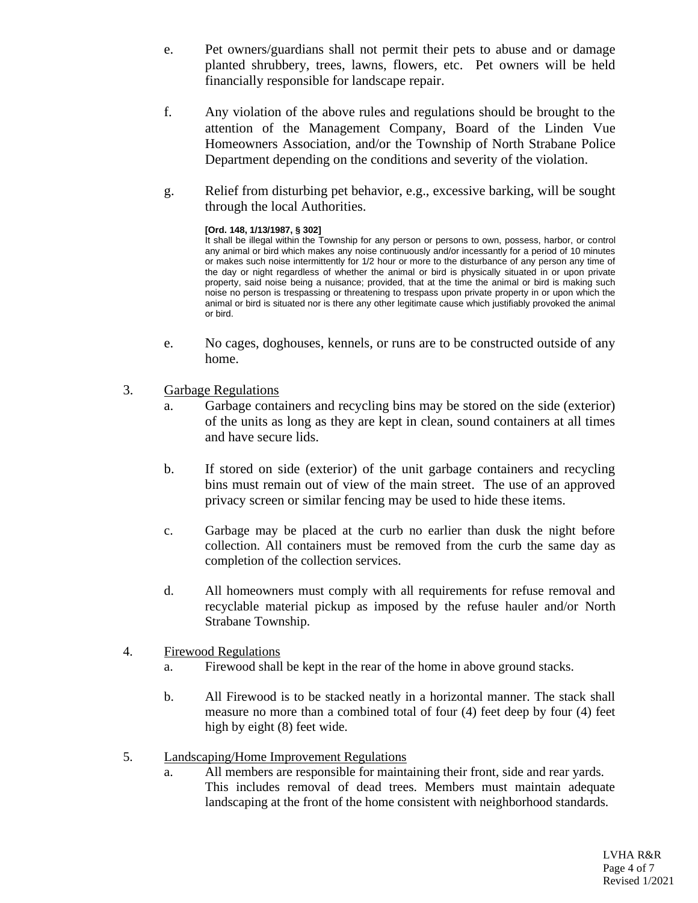e. Pet owners/guardians shall not permit their pets to abuse and or damage planted shrubbery, trees, lawns, flowers, etc. Pet owners will be held financially responsible for landscape repair.

f. Any violation of the above rules and regulations should be brought to the attention of the Management Company, Board of the Linden Vue Homeowners Association, and/or the Township of North Strabane Police Department depending on the conditions and severity of the violation.

g. Relief from disturbing pet behavior, e.g., excessive barking, will be sought through the local Authorities.

**[Ord. 148, 1/13/1987, § 302]**
It shall be illegal within the Township for any person or persons to own, possess, harbor, or control any animal or bird which makes any noise continuously and/or incessantly for a period of 10 minutes or makes such noise intermittently for 1/2 hour or more to the disturbance of any person any time of the day or night regardless of whether the animal or bird is physically situated in or upon private property, said noise being a nuisance; provided, that at the time the animal or bird is making such noise no person is trespassing or threatening to trespass upon private property in or upon which the animal or bird is situated nor is there any other legitimate cause which justifiably provoked the animal or bird.

e. No cages, doghouses, kennels, or runs are to be constructed outside of any home.

3. Garbage Regulations

a. Garbage containers and recycling bins may be stored on the side (exterior) of the units as long as they are kept in clean, sound containers at all times and have secure lids.

b. If stored on side (exterior) of the unit garbage containers and recycling bins must remain out of view of the main street. The use of an approved privacy screen or similar fencing may be used to hide these items.

c. Garbage may be placed at the curb no earlier than dusk the night before collection. All containers must be removed from the curb the same day as completion of the collection services.

d. All homeowners must comply with all requirements for refuse removal and recyclable material pickup as imposed by the refuse hauler and/or North Strabane Township.

4. Firewood Regulations

a. Firewood shall be kept in the rear of the home in above ground stacks.

b. All Firewood is to be stacked neatly in a horizontal manner. The stack shall measure no more than a combined total of four (4) feet deep by four (4) feet high by eight (8) feet wide.

5. Landscaping/Home Improvement Regulations

a. All members are responsible for maintaining their front, side and rear yards. This includes removal of dead trees. Members must maintain adequate landscaping at the front of the home consistent with neighborhood standards.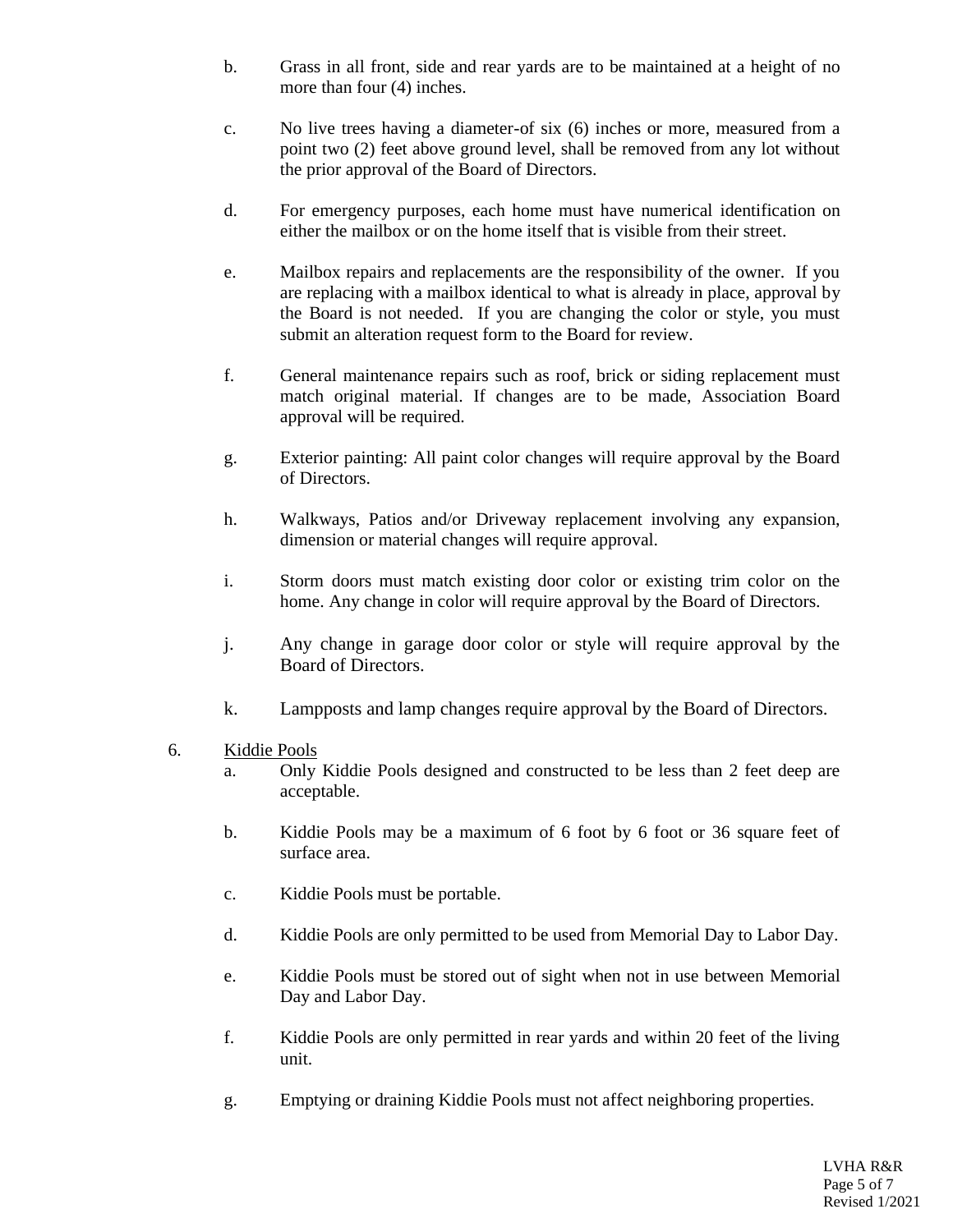b. Grass in all front, side and rear yards are to be maintained at a height of no more than four (4) inches.

c. No live trees having a diameter-of six (6) inches or more, measured from a point two (2) feet above ground level, shall be removed from any lot without the prior approval of the Board of Directors.

d. For emergency purposes, each home must have numerical identification on either the mailbox or on the home itself that is visible from their street.

e. Mailbox repairs and replacements are the responsibility of the owner. If you are replacing with a mailbox identical to what is already in place, approval by the Board is not needed. If you are changing the color or style, you must submit an alteration request form to the Board for review.

f. General maintenance repairs such as roof, brick or siding replacement must match original material. If changes are to be made, Association Board approval will be required.

g. Exterior painting: All paint color changes will require approval by the Board of Directors.

h. Walkways, Patios and/or Driveway replacement involving any expansion, dimension or material changes will require approval.

i. Storm doors must match existing door color or existing trim color on the home. Any change in color will require approval by the Board of Directors.

j. Any change in garage door color or style will require approval by the Board of Directors.

k. Lampposts and lamp changes require approval by the Board of Directors.

6. <u>Kiddie Pools</u>

a. Only Kiddie Pools designed and constructed to be less than 2 feet deep are acceptable.

b. Kiddie Pools may be a maximum of 6 foot by 6 foot or 36 square feet of surface area.

c. Kiddie Pools must be portable.

d. Kiddie Pools are only permitted to be used from Memorial Day to Labor Day.

e. Kiddie Pools must be stored out of sight when not in use between Memorial Day and Labor Day.

f. Kiddie Pools are only permitted in rear yards and within 20 feet of the living unit.

g. Emptying or draining Kiddie Pools must not affect neighboring properties.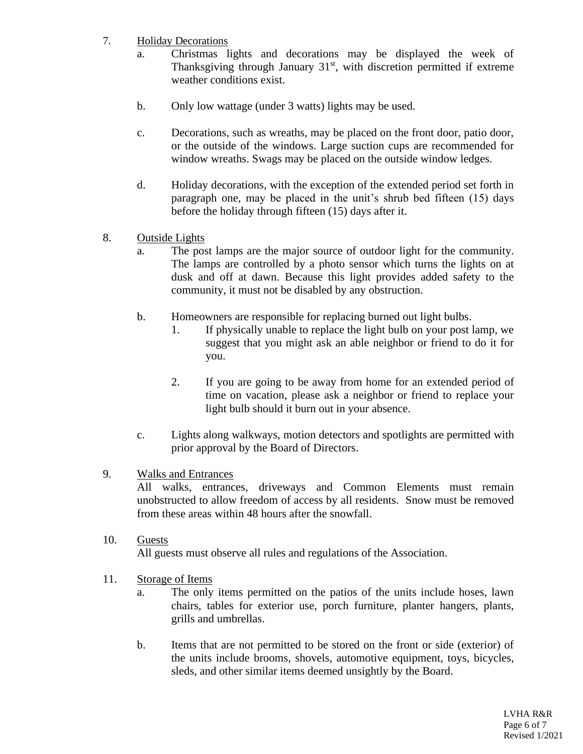7. <u>Holiday Decorations</u>
   a. Christmas lights and decorations may be displayed the week of Thanksgiving through January 31st, with discretion permitted if extreme weather conditions exist.

   b. Only low wattage (under 3 watts) lights may be used.

   c. Decorations, such as wreaths, may be placed on the front door, patio door, or the outside of the windows. Large suction cups are recommended for window wreaths. Swags may be placed on the outside window ledges.

   d. Holiday decorations, with the exception of the extended period set forth in paragraph one, may be placed in the unit's shrub bed fifteen (15) days before the holiday through fifteen (15) days after it.

8. <u>Outside Lights</u>
   a. The post lamps are the major source of outdoor light for the community. The lamps are controlled by a photo sensor which turns the lights on at dusk and off at dawn. Because this light provides added safety to the community, it must not be disabled by any obstruction.

   b. Homeowners are responsible for replacing burned out light bulbs.
      1. If physically unable to replace the light bulb on your post lamp, we suggest that you might ask an able neighbor or friend to do it for you.

      2. If you are going to be away from home for an extended period of time on vacation, please ask a neighbor or friend to replace your light bulb should it burn out in your absence.

   c. Lights along walkways, motion detectors and spotlights are permitted with prior approval by the Board of Directors.

9. <u>Walks and Entrances</u>
   All walks, entrances, driveways and Common Elements must remain unobstructed to allow freedom of access by all residents. Snow must be removed from these areas within 48 hours after the snowfall.

10. <u>Guests</u>
    All guests must observe all rules and regulations of the Association.

11. <u>Storage of Items</u>
    a. The only items permitted on the patios of the units include hoses, lawn chairs, tables for exterior use, porch furniture, planter hangers, plants, grills and umbrellas.

    b. Items that are not permitted to be stored on the front or side (exterior) of the units include brooms, shovels, automotive equipment, toys, bicycles, sleds, and other similar items deemed unsightly by the Board.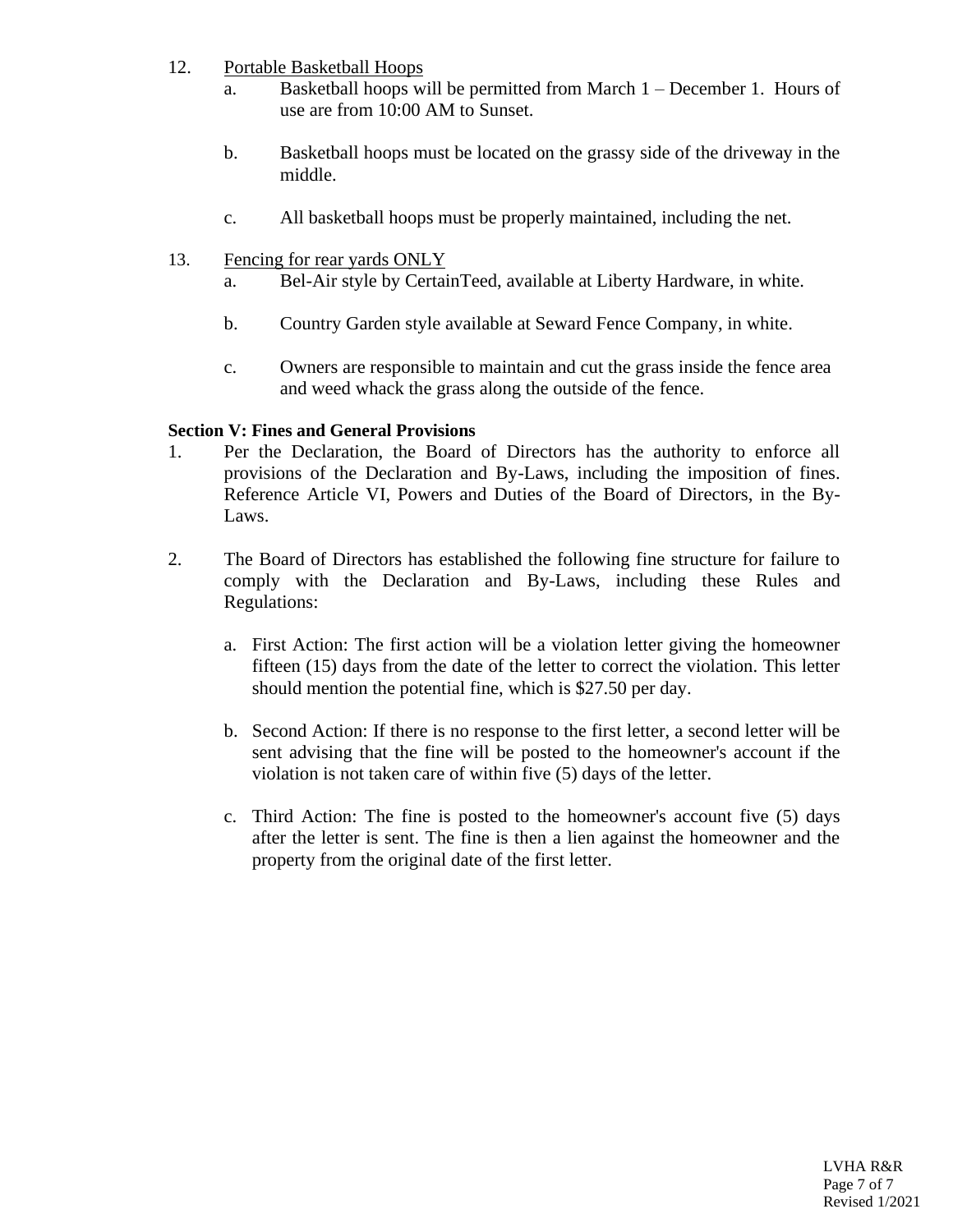12. <u>Portable Basketball Hoops</u>
    a. Basketball hoops will be permitted from March 1 – December 1. Hours of use are from 10:00 AM to Sunset.

    b. Basketball hoops must be located on the grassy side of the driveway in the middle.

    c. All basketball hoops must be properly maintained, including the net.

13. <u>Fencing for rear yards ONLY</u>
    a. Bel-Air style by CertainTeed, available at Liberty Hardware, in white.

    b. Country Garden style available at Seward Fence Company, in white.

    c. Owners are responsible to maintain and cut the grass inside the fence area and weed whack the grass along the outside of the fence.

**Section V: Fines and General Provisions**

1. Per the Declaration, the Board of Directors has the authority to enforce all provisions of the Declaration and By-Laws, including the imposition of fines. Reference Article VI, Powers and Duties of the Board of Directors, in the By-Laws.

2. The Board of Directors has established the following fine structure for failure to comply with the Declaration and By-Laws, including these Rules and Regulations:

    a. First Action: The first action will be a violation letter giving the homeowner fifteen (15) days from the date of the letter to correct the violation. This letter should mention the potential fine, which is $27.50 per day.

    b. Second Action: If there is no response to the first letter, a second letter will be sent advising that the fine will be posted to the homeowner's account if the violation is not taken care of within five (5) days of the letter.

    c. Third Action: The fine is posted to the homeowner's account five (5) days after the letter is sent. The fine is then a lien against the homeowner and the property from the original date of the first letter.